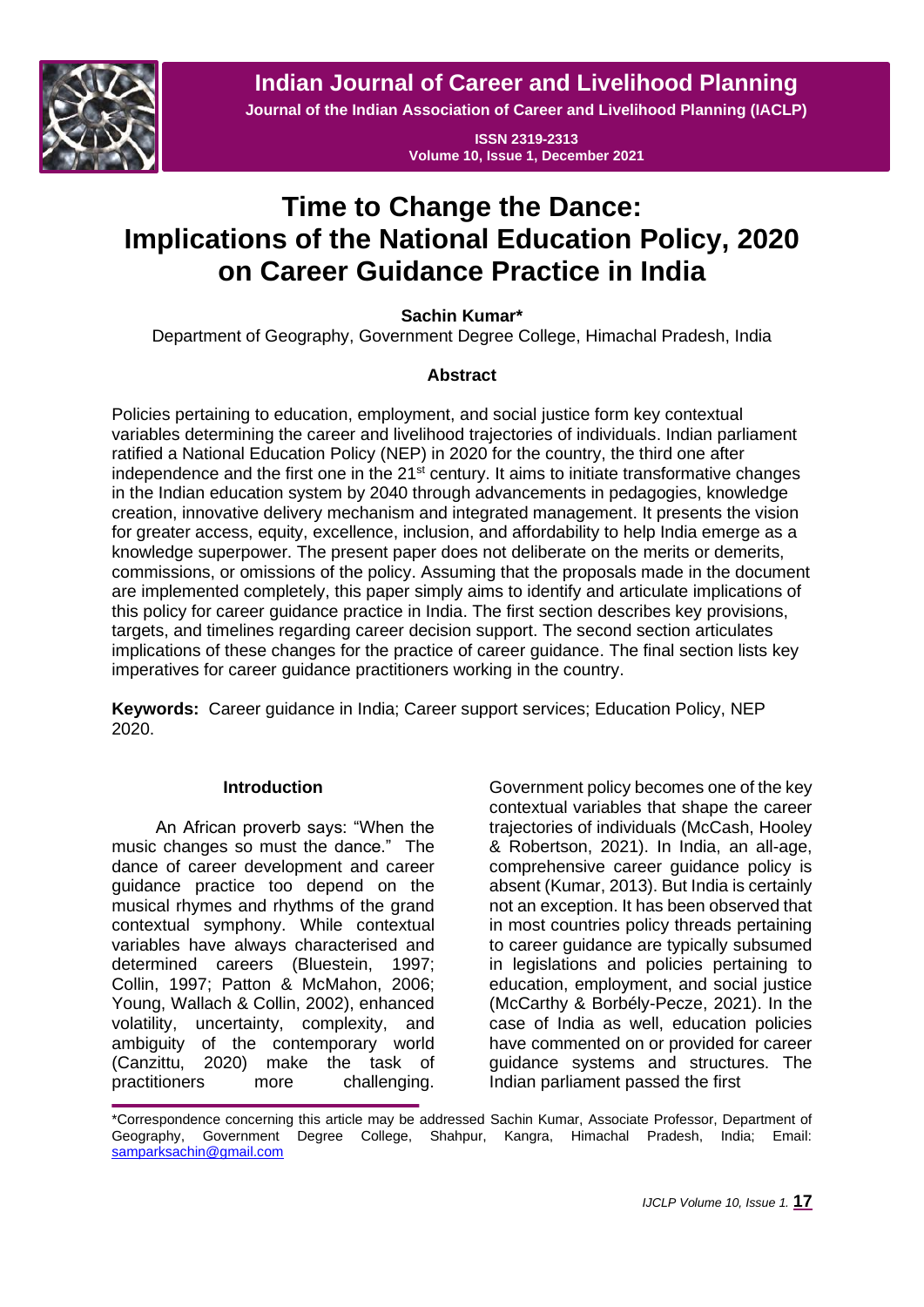# Time to Change the Dance: Implications of the National Education Policy, 2020 on Career Guidance Practice in India

**Sachin Kumar***

Department of Geography, Government Degree College, Himachal Pradesh, India

### Abstract

Policies pertaining to education, employment, and social justice form key contextual variables determining the career and livelihood trajectories of individuals. Indian parliament ratified a National Education Policy (NEP) in 2020 for the country, the third one after independence and the first one in the 21st century. It aims to initiate transformative changes in the Indian education system by 2040 through advancements in pedagogies, knowledge creation, innovative delivery mechanism and integrated management. It presents the vision for greater access, equity, excellence, inclusion, and affordability to help India emerge as a knowledge superpower. The present paper does not deliberate on the merits or demerits, commissions, or omissions of the policy. Assuming that the proposals made in the document are implemented completely, this paper simply aims to identify and articulate implications of this policy for career guidance practice in India. The first section describes key provisions, targets, and timelines regarding career decision support. The second section articulates implications of these changes for the practice of career guidance. The final section lists key imperatives for career guidance practitioners working in the country.

**Keywords:** Career guidance in India; Career support services; Education Policy, NEP 2020.

### Introduction

An African proverb says: "When the music changes so must the dance." The dance of career development and career guidance practice too depend on the musical rhymes and rhythms of the grand contextual symphony. While contextual variables have always characterised and determined careers (Bluestein, 1997; Collin, 1997; Patton & McMahon, 2006; Young, Wallach & Collin, 2002), enhanced volatility, uncertainty, complexity, and ambiguity of the contemporary world (Canzittu, 2020) make the task of practitioners more challenging. Government policy becomes one of the key contextual variables that shape the career trajectories of individuals (McCash, Hooley & Robertson, 2021). In India, an all-age, comprehensive career guidance policy is absent (Kumar, 2013). But India is certainly not an exception. It has been observed that in most countries policy threads pertaining to career guidance are typically subsumed in legislations and policies pertaining to education, employment, and social justice (McCarthy & Borbély-Pecze, 2021). In the case of India as well, education policies have commented on or provided for career guidance systems and structures. The Indian parliament passed the first

*Correspondence concerning this article may be addressed Sachin Kumar, Associate Professor, Department of Geography, Government Degree College, Shahpur, Kangra, Himachal Pradesh, India; Email: samparksachin@gmail.com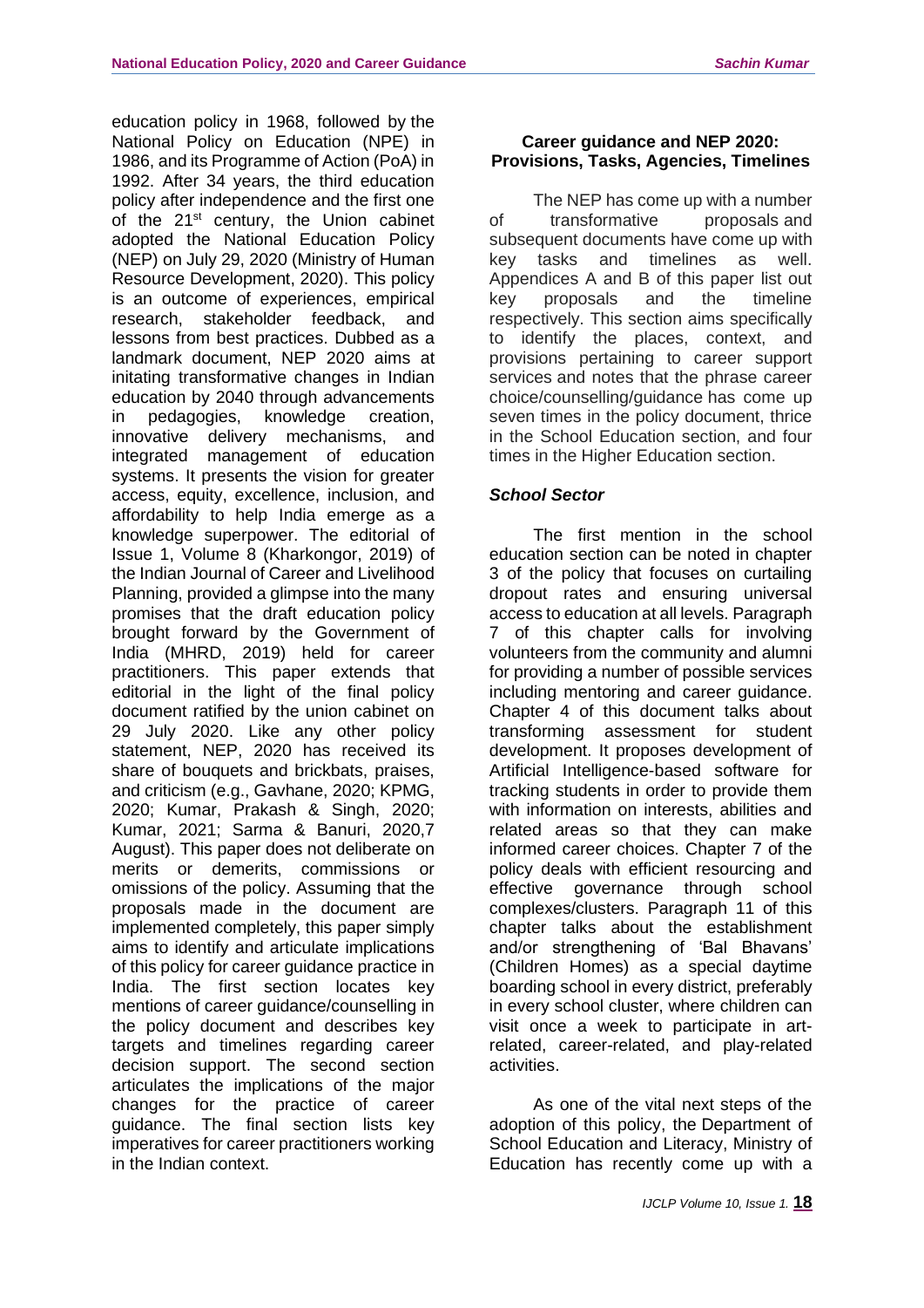education policy in 1968, followed by the National Policy on Education (NPE) in 1986, and its Programme of Action (PoA) in 1992. After 34 years, the third education policy after independence and the first one of the 21st century, the Union cabinet adopted the National Education Policy (NEP) on July 29, 2020 (Ministry of Human Resource Development, 2020). This policy is an outcome of experiences, empirical research, stakeholder feedback, and lessons from best practices. Dubbed as a landmark document, NEP 2020 aims at initating transformative changes in Indian education by 2040 through advancements in pedagogies, knowledge creation, innovative delivery mechanisms, and integrated management of education systems. It presents the vision for greater access, equity, excellence, inclusion, and affordability to help India emerge as a knowledge superpower. The editorial of Issue 1, Volume 8 (Kharkongor, 2019) of the Indian Journal of Career and Livelihood Planning, provided a glimpse into the many promises that the draft education policy brought forward by the Government of India (MHRD, 2019) held for career practitioners. This paper extends that editorial in the light of the final policy document ratified by the union cabinet on 29 July 2020. Like any other policy statement, NEP, 2020 has received its share of bouquets and brickbats, praises, and criticism (e.g., Gavhane, 2020; KPMG, 2020; Kumar, Prakash & Singh, 2020; Kumar, 2021; Sarma & Banuri, 2020,7 August). This paper does not deliberate on merits or demerits, commissions or omissions of the policy. Assuming that the proposals made in the document are implemented completely, this paper simply aims to identify and articulate implications of this policy for career guidance practice in India. The first section locates key mentions of career guidance/counselling in the policy document and describes key targets and timelines regarding career decision support. The second section articulates the implications of the major changes for the practice of career guidance. The final section lists key imperatives for career practitioners working in the Indian context.

## Career guidance and NEP 2020: Provisions, Tasks, Agencies, Timelines

The NEP has come up with a number of transformative proposals and subsequent documents have come up with key tasks and timelines as well. Appendices A and B of this paper list out key proposals and the timeline respectively. This section aims specifically to identify the places, context, and provisions pertaining to career support services and notes that the phrase career choice/counselling/guidance has come up seven times in the policy document, thrice in the School Education section, and four times in the Higher Education section.

### *School Sector*

The first mention in the school education section can be noted in chapter 3 of the policy that focuses on curtailing dropout rates and ensuring universal access to education at all levels. Paragraph 7 of this chapter calls for involving volunteers from the community and alumni for providing a number of possible services including mentoring and career guidance. Chapter 4 of this document talks about transforming assessment for student development. It proposes development of Artificial Intelligence-based software for tracking students in order to provide them with information on interests, abilities and related areas so that they can make informed career choices. Chapter 7 of the policy deals with efficient resourcing and effective governance through school complexes/clusters. Paragraph 11 of this chapter talks about the establishment and/or strengthening of 'Bal Bhavans' (Children Homes) as a special daytime boarding school in every district, preferably in every school cluster, where children can visit once a week to participate in art-related, career-related, and play-related activities.

As one of the vital next steps of the adoption of this policy, the Department of School Education and Literacy, Ministry of Education has recently come up with a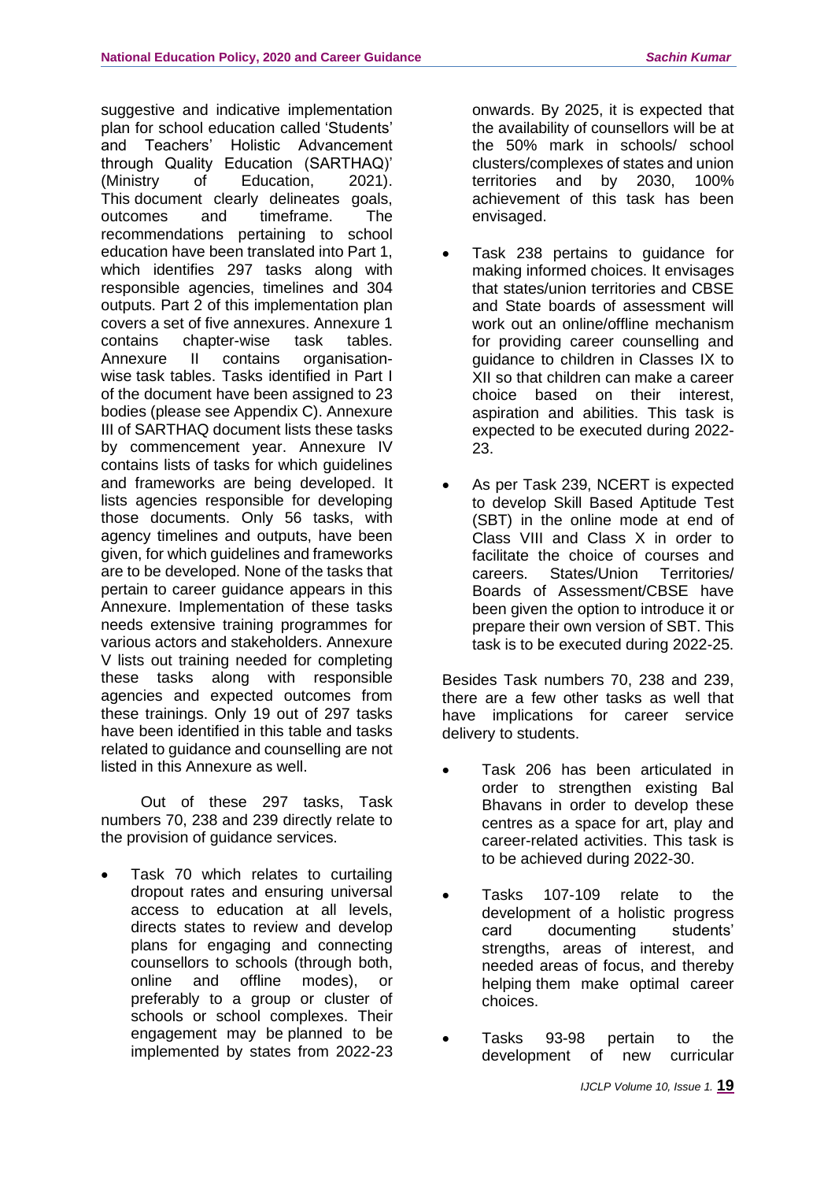suggestive and indicative implementation plan for school education called 'Students' and Teachers' Holistic Advancement through Quality Education (SARTHAQ)' (Ministry of Education, 2021). This document clearly delineates goals, outcomes and timeframe. The recommendations pertaining to school education have been translated into Part 1, which identifies 297 tasks along with responsible agencies, timelines and 304 outputs. Part 2 of this implementation plan covers a set of five annexures. Annexure 1 contains chapter-wise task tables. Annexure II contains organisation-wise task tables. Tasks identified in Part I of the document have been assigned to 23 bodies (please see Appendix C). Annexure III of SARTHAQ document lists these tasks by commencement year. Annexure IV contains lists of tasks for which guidelines and frameworks are being developed. It lists agencies responsible for developing those documents. Only 56 tasks, with agency timelines and outputs, have been given, for which guidelines and frameworks are to be developed. None of the tasks that pertain to career guidance appears in this Annexure. Implementation of these tasks needs extensive training programmes for various actors and stakeholders. Annexure V lists out training needed for completing these tasks along with responsible agencies and expected outcomes from these trainings. Only 19 out of 297 tasks have been identified in this table and tasks related to guidance and counselling are not listed in this Annexure as well.

Out of these 297 tasks, Task numbers 70, 238 and 239 directly relate to the provision of guidance services.

- Task 70 which relates to curtailing dropout rates and ensuring universal access to education at all levels, directs states to review and develop plans for engaging and connecting counsellors to schools (through both, online and offline modes), or preferably to a group or cluster of schools or school complexes. Their engagement may be planned to be implemented by states from 2022-23 onwards. By 2025, it is expected that the availability of counsellors will be at the 50% mark in schools/ school clusters/complexes of states and union territories and by 2030, 100% achievement of this task has been envisaged.
- Task 238 pertains to guidance for making informed choices. It envisages that states/union territories and CBSE and State boards of assessment will work out an online/offline mechanism for providing career counselling and guidance to children in Classes IX to XII so that children can make a career choice based on their interest, aspiration and abilities. This task is expected to be executed during 2022-23.
- As per Task 239, NCERT is expected to develop Skill Based Aptitude Test (SBT) in the online mode at end of Class VIII and Class X in order to facilitate the choice of courses and careers. States/Union Territories/ Boards of Assessment/CBSE have been given the option to introduce it or prepare their own version of SBT. This task is to be executed during 2022-25.

Besides Task numbers 70, 238 and 239, there are a few other tasks as well that have implications for career service delivery to students.

- Task 206 has been articulated in order to strengthen existing Bal Bhavans in order to develop these centres as a space for art, play and career-related activities. This task is to be achieved during 2022-30.
- Tasks 107-109 relate to the development of a holistic progress card documenting students' strengths, areas of interest, and needed areas of focus, and thereby helping them make optimal career choices.
- Tasks 93-98 pertain to the development of new curricular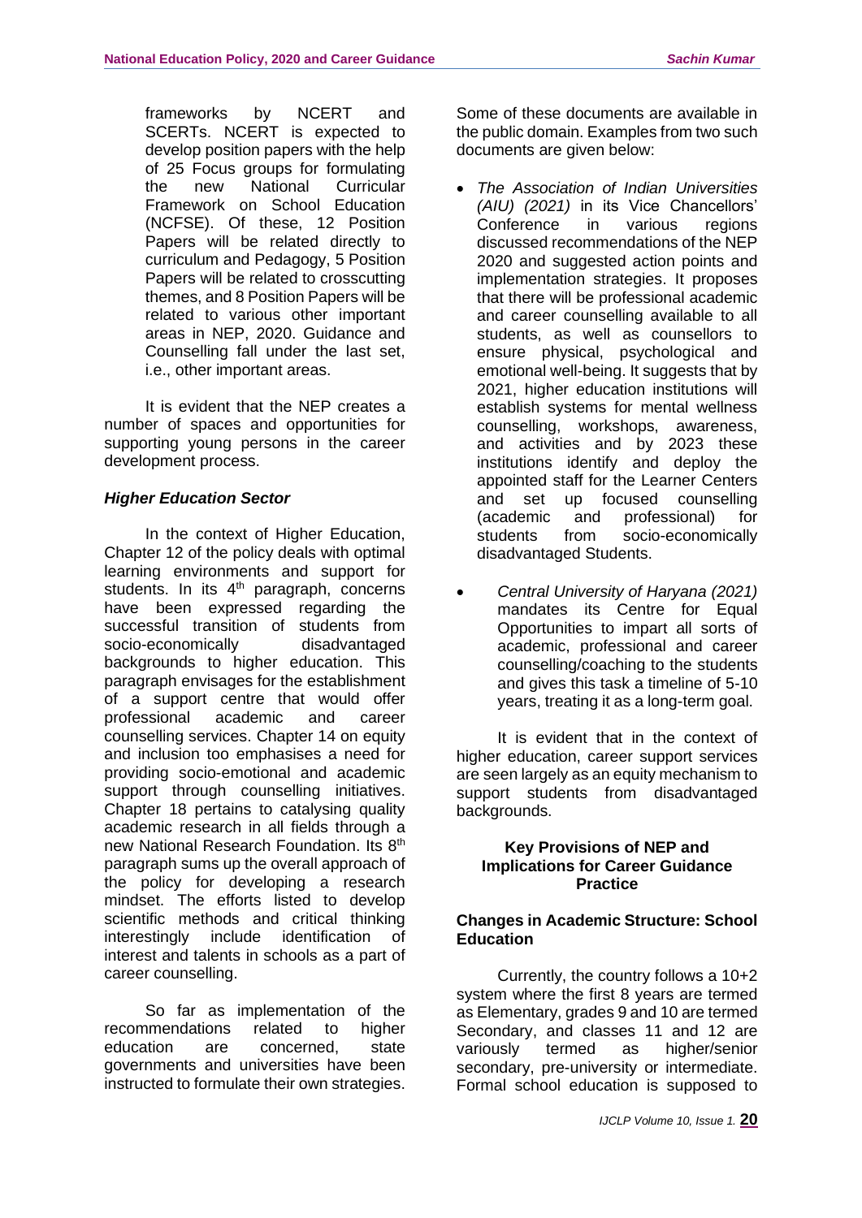frameworks by NCERT and SCERTs. NCERT is expected to develop position papers with the help of 25 Focus groups for formulating the new National Curricular Framework on School Education (NCFSE). Of these, 12 Position Papers will be related directly to curriculum and Pedagogy, 5 Position Papers will be related to crosscutting themes, and 8 Position Papers will be related to various other important areas in NEP, 2020. Guidance and Counselling fall under the last set, i.e., other important areas.

It is evident that the NEP creates a number of spaces and opportunities for supporting young persons in the career development process.

### *Higher Education Sector*

In the context of Higher Education, Chapter 12 of the policy deals with optimal learning environments and support for students. In its 4th paragraph, concerns have been expressed regarding the successful transition of students from socio-economically disadvantaged backgrounds to higher education. This paragraph envisages for the establishment of a support centre that would offer professional academic and career counselling services. Chapter 14 on equity and inclusion too emphasises a need for providing socio-emotional and academic support through counselling initiatives. Chapter 18 pertains to catalysing quality academic research in all fields through a new National Research Foundation. Its 8th paragraph sums up the overall approach of the policy for developing a research mindset. The efforts listed to develop scientific methods and critical thinking interestingly include identification of interest and talents in schools as a part of career counselling.

So far as implementation of the recommendations related to higher education are concerned, state governments and universities have been instructed to formulate their own strategies. Some of these documents are available in the public domain. Examples from two such documents are given below:

- *The Association of Indian Universities (AIU) (2021)* in its Vice Chancellors' Conference in various regions discussed recommendations of the NEP 2020 and suggested action points and implementation strategies. It proposes that there will be professional academic and career counselling available to all students, as well as counsellors to ensure physical, psychological and emotional well-being. It suggests that by 2021, higher education institutions will establish systems for mental wellness counselling, workshops, awareness, and activities and by 2023 these institutions identify and deploy the appointed staff for the Learner Centers and set up focused counselling (academic and professional) for students from socio-economically disadvantaged Students.
- *Central University of Haryana (2021)* mandates its Centre for Equal Opportunities to impart all sorts of academic, professional and career counselling/coaching to the students and gives this task a timeline of 5-10 years, treating it as a long-term goal.

It is evident that in the context of higher education, career support services are seen largely as an equity mechanism to support students from disadvantaged backgrounds.

## Key Provisions of NEP and Implications for Career Guidance Practice

### Changes in Academic Structure: School Education

Currently, the country follows a 10+2 system where the first 8 years are termed as Elementary, grades 9 and 10 are termed Secondary, and classes 11 and 12 are variously termed as higher/senior secondary, pre-university or intermediate. Formal school education is supposed to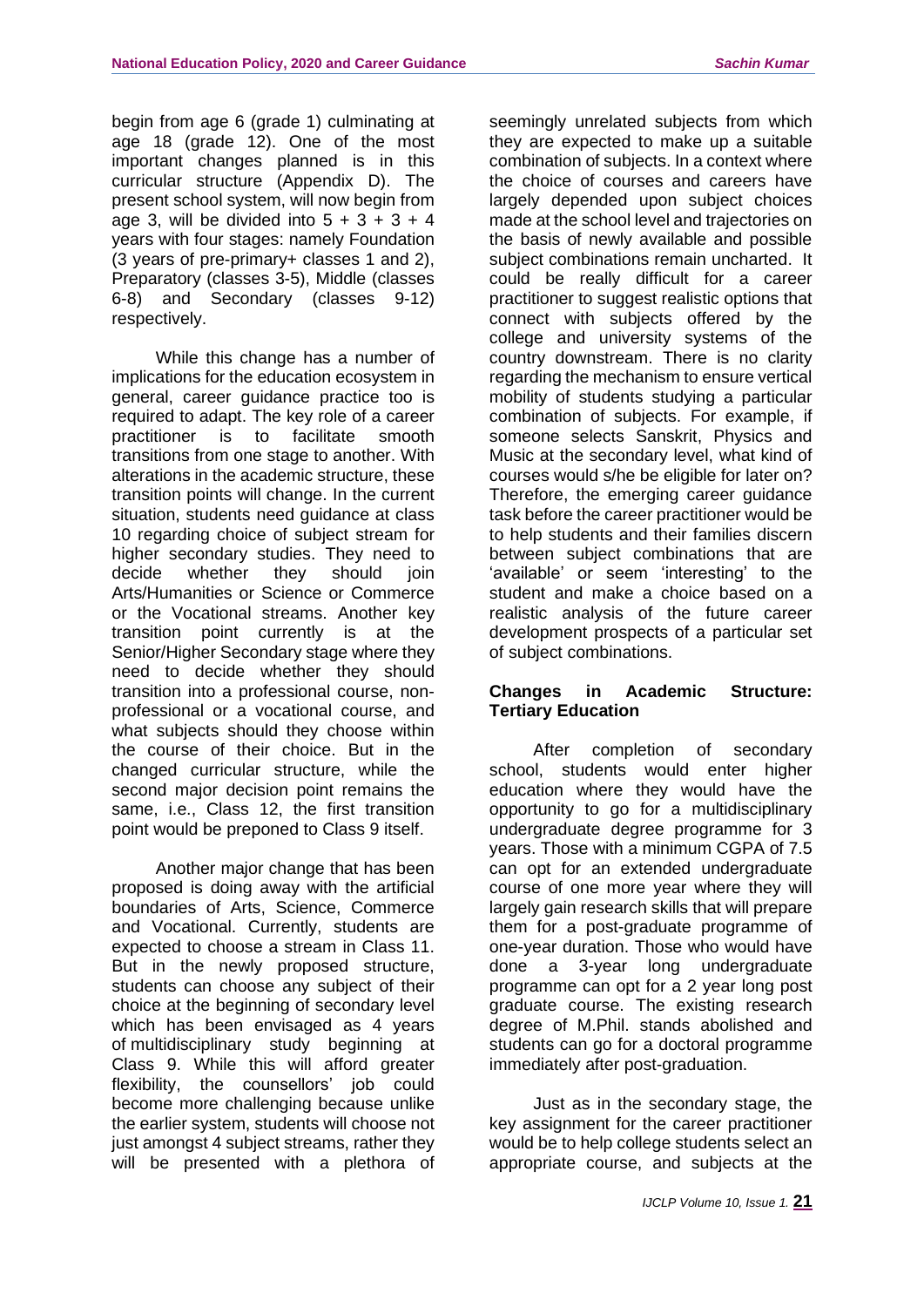begin from age 6 (grade 1) culminating at age 18 (grade 12). One of the most important changes planned is in this curricular structure (Appendix D). The present school system, will now begin from age 3, will be divided into 5 + 3 + 3 + 4 years with four stages: namely Foundation (3 years of pre-primary+ classes 1 and 2), Preparatory (classes 3-5), Middle (classes 6-8) and Secondary (classes 9-12) respectively.

While this change has a number of implications for the education ecosystem in general, career guidance practice too is required to adapt. The key role of a career practitioner is to facilitate smooth transitions from one stage to another. With alterations in the academic structure, these transition points will change. In the current situation, students need guidance at class 10 regarding choice of subject stream for higher secondary studies. They need to decide whether they should join Arts/Humanities or Science or Commerce or the Vocational streams. Another key transition point currently is at the Senior/Higher Secondary stage where they need to decide whether they should transition into a professional course, non-professional or a vocational course, and what subjects should they choose within the course of their choice. But in the changed curricular structure, while the second major decision point remains the same, i.e., Class 12, the first transition point would be preponed to Class 9 itself.

Another major change that has been proposed is doing away with the artificial boundaries of Arts, Science, Commerce and Vocational. Currently, students are expected to choose a stream in Class 11. But in the newly proposed structure, students can choose any subject of their choice at the beginning of secondary level which has been envisaged as 4 years of multidisciplinary study beginning at Class 9. While this will afford greater flexibility, the counsellors' job could become more challenging because unlike the earlier system, students will choose not just amongst 4 subject streams, rather they will be presented with a plethora of seemingly unrelated subjects from which they are expected to make up a suitable combination of subjects. In a context where the choice of courses and careers have largely depended upon subject choices made at the school level and trajectories on the basis of newly available and possible subject combinations remain uncharted. It could be really difficult for a career practitioner to suggest realistic options that connect with subjects offered by the college and university systems of the country downstream. There is no clarity regarding the mechanism to ensure vertical mobility of students studying a particular combination of subjects. For example, if someone selects Sanskrit, Physics and Music at the secondary level, what kind of courses would s/he be eligible for later on? Therefore, the emerging career guidance task before the career practitioner would be to help students and their families discern between subject combinations that are 'available' or seem 'interesting' to the student and make a choice based on a realistic analysis of the future career development prospects of a particular set of subject combinations.

## Changes in Academic Structure: Tertiary Education

After completion of secondary school, students would enter higher education where they would have the opportunity to go for a multidisciplinary undergraduate degree programme for 3 years. Those with a minimum CGPA of 7.5 can opt for an extended undergraduate course of one more year where they will largely gain research skills that will prepare them for a post-graduate programme of one-year duration. Those who would have done a 3-year long undergraduate programme can opt for a 2 year long post graduate course. The existing research degree of M.Phil. stands abolished and students can go for a doctoral programme immediately after post-graduation.

Just as in the secondary stage, the key assignment for the career practitioner would be to help college students select an appropriate course, and subjects at the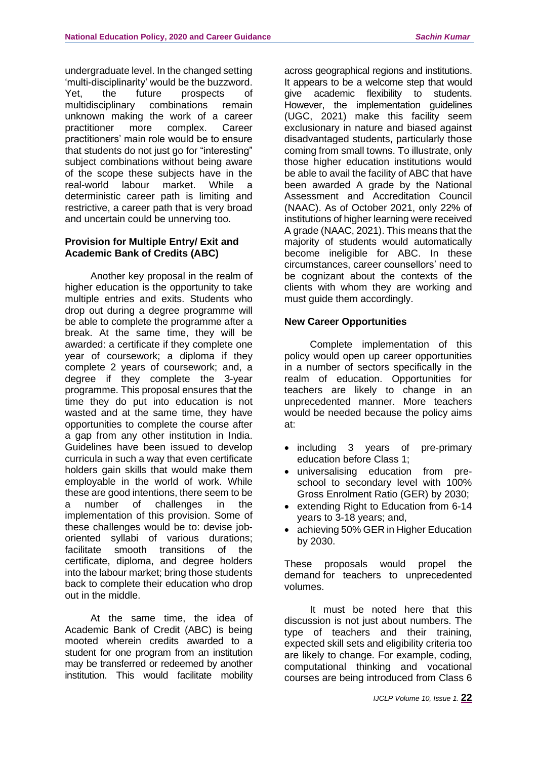undergraduate level. In the changed setting 'multi-disciplinarity' would be the buzzword. Yet, the future prospects of multidisciplinary combinations remain unknown making the work of a career practitioner more complex. Career practitioners' main role would be to ensure that students do not just go for "interesting" subject combinations without being aware of the scope these subjects have in the real-world labour market. While a deterministic career path is limiting and restrictive, a career path that is very broad and uncertain could be unnerving too.

**Provision for Multiple Entry/ Exit and Academic Bank of Credits (ABC)**

Another key proposal in the realm of higher education is the opportunity to take multiple entries and exits. Students who drop out during a degree programme will be able to complete the programme after a break. At the same time, they will be awarded: a certificate if they complete one year of coursework; a diploma if they complete 2 years of coursework; and, a degree if they complete the 3-year programme. This proposal ensures that the time they do put into education is not wasted and at the same time, they have opportunities to complete the course after a gap from any other institution in India. Guidelines have been issued to develop curricula in such a way that even certificate holders gain skills that would make them employable in the world of work. While these are good intentions, there seem to be a number of challenges in the implementation of this provision. Some of these challenges would be to: devise job-oriented syllabi of various durations; facilitate smooth transitions of the certificate, diploma, and degree holders into the labour market; bring those students back to complete their education who drop out in the middle.

At the same time, the idea of Academic Bank of Credit (ABC) is being mooted wherein credits awarded to a student for one program from an institution may be transferred or redeemed by another institution. This would facilitate mobility across geographical regions and institutions. It appears to be a welcome step that would give academic flexibility to students. However, the implementation guidelines (UGC, 2021) make this facility seem exclusionary in nature and biased against disadvantaged students, particularly those coming from small towns. To illustrate, only those higher education institutions would be able to avail the facility of ABC that have been awarded A grade by the National Assessment and Accreditation Council (NAAC). As of October 2021, only 22% of institutions of higher learning were received A grade (NAAC, 2021). This means that the majority of students would automatically become ineligible for ABC. In these circumstances, career counsellors' need to be cognizant about the contexts of the clients with whom they are working and must guide them accordingly.

**New Career Opportunities**

Complete implementation of this policy would open up career opportunities in a number of sectors specifically in the realm of education. Opportunities for teachers are likely to change in an unprecedented manner. More teachers would be needed because the policy aims at:

- including 3 years of pre-primary education before Class 1;
- universalising education from pre-school to secondary level with 100% Gross Enrolment Ratio (GER) by 2030;
- extending Right to Education from 6-14 years to 3-18 years; and,
- achieving 50% GER in Higher Education by 2030.

These proposals would propel the demand for teachers to unprecedented volumes.

It must be noted here that this discussion is not just about numbers. The type of teachers and their training, expected skill sets and eligibility criteria too are likely to change. For example, coding, computational thinking and vocational courses are being introduced from Class 6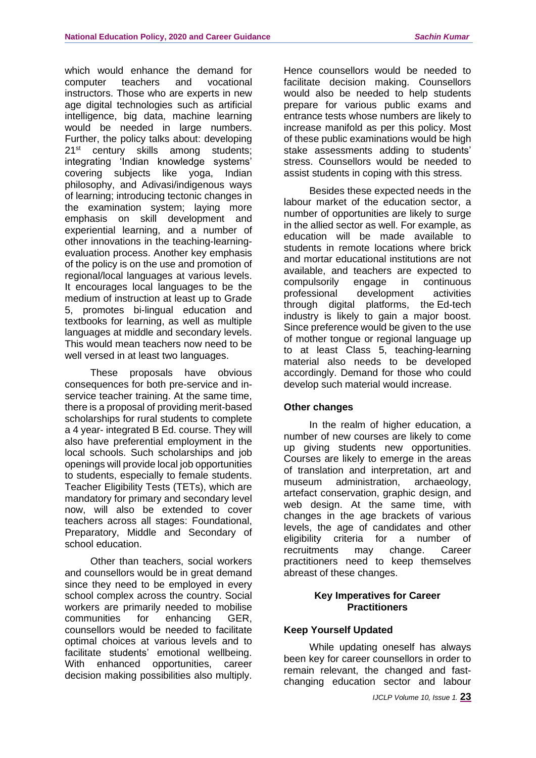which would enhance the demand for computer teachers and vocational instructors. Those who are experts in new age digital technologies such as artificial intelligence, big data, machine learning would be needed in large numbers. Further, the policy talks about: developing 21st century skills among students; integrating 'Indian knowledge systems' covering subjects like yoga, Indian philosophy, and Adivasi/indigenous ways of learning; introducing tectonic changes in the examination system; laying more emphasis on skill development and experiential learning, and a number of other innovations in the teaching-learning-evaluation process. Another key emphasis of the policy is on the use and promotion of regional/local languages at various levels. It encourages local languages to be the medium of instruction at least up to Grade 5, promotes bi-lingual education and textbooks for learning, as well as multiple languages at middle and secondary levels. This would mean teachers now need to be well versed in at least two languages.

These proposals have obvious consequences for both pre-service and in-service teacher training. At the same time, there is a proposal of providing merit-based scholarships for rural students to complete a 4 year- integrated B Ed. course. They will also have preferential employment in the local schools. Such scholarships and job openings will provide local job opportunities to students, especially to female students. Teacher Eligibility Tests (TETs), which are mandatory for primary and secondary level now, will also be extended to cover teachers across all stages: Foundational, Preparatory, Middle and Secondary of school education.

Other than teachers, social workers and counsellors would be in great demand since they need to be employed in every school complex across the country. Social workers are primarily needed to mobilise communities for enhancing GER, counsellors would be needed to facilitate optimal choices at various levels and to facilitate students' emotional wellbeing. With enhanced opportunities, career decision making possibilities also multiply. Hence counsellors would be needed to facilitate decision making. Counsellors would also be needed to help students prepare for various public exams and entrance tests whose numbers are likely to increase manifold as per this policy. Most of these public examinations would be high stake assessments adding to students' stress. Counsellors would be needed to assist students in coping with this stress.

Besides these expected needs in the labour market of the education sector, a number of opportunities are likely to surge in the allied sector as well. For example, as education will be made available to students in remote locations where brick and mortar educational institutions are not available, and teachers are expected to compulsorily engage in continuous professional development activities through digital platforms, the Ed-tech industry is likely to gain a major boost. Since preference would be given to the use of mother tongue or regional language up to at least Class 5, teaching-learning material also needs to be developed accordingly. Demand for those who could develop such material would increase.

### Other changes

In the realm of higher education, a number of new courses are likely to come up giving students new opportunities. Courses are likely to emerge in the areas of translation and interpretation, art and museum administration, archaeology, artefact conservation, graphic design, and web design. At the same time, with changes in the age brackets of various levels, the age of candidates and other eligibility criteria for a number of recruitments may change. Career practitioners need to keep themselves abreast of these changes.

## Key Imperatives for Career Practitioners

### Keep Yourself Updated

While updating oneself has always been key for career counsellors in order to remain relevant, the changed and fast-changing education sector and labour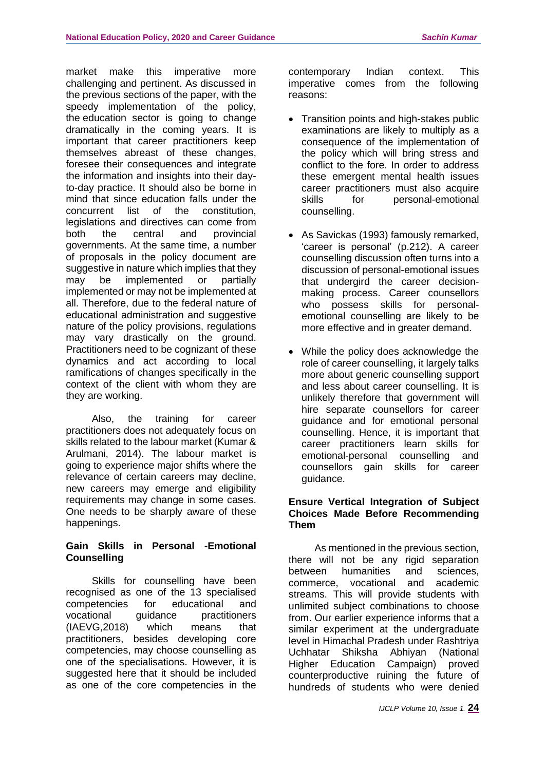market make this imperative more challenging and pertinent. As discussed in the previous sections of the paper, with the speedy implementation of the policy, the education sector is going to change dramatically in the coming years. It is important that career practitioners keep themselves abreast of these changes, foresee their consequences and integrate the information and insights into their day-to-day practice. It should also be borne in mind that since education falls under the concurrent list of the constitution, legislations and directives can come from both the central and provincial governments. At the same time, a number of proposals in the policy document are suggestive in nature which implies that they may be implemented or partially implemented or may not be implemented at all. Therefore, due to the federal nature of educational administration and suggestive nature of the policy provisions, regulations may vary drastically on the ground. Practitioners need to be cognizant of these dynamics and act according to local ramifications of changes specifically in the context of the client with whom they are they are working.

Also, the training for career practitioners does not adequately focus on skills related to the labour market (Kumar & Arulmani, 2014). The labour market is going to experience major shifts where the relevance of certain careers may decline, new careers may emerge and eligibility requirements may change in some cases. One needs to be sharply aware of these happenings.

### Gain Skills in Personal -Emotional Counselling

Skills for counselling have been recognised as one of the 13 specialised competencies for educational and vocational guidance practitioners (IAEVG,2018) which means that practitioners, besides developing core competencies, may choose counselling as one of the specialisations. However, it is suggested here that it should be included as one of the core competencies in the contemporary Indian context. This imperative comes from the following reasons:

- Transition points and high-stakes public examinations are likely to multiply as a consequence of the implementation of the policy which will bring stress and conflict to the fore. In order to address these emergent mental health issues career practitioners must also acquire skills for personal-emotional counselling.
- As Savickas (1993) famously remarked, 'career is personal' (p.212). A career counselling discussion often turns into a discussion of personal-emotional issues that undergird the career decision-making process. Career counsellors who possess skills for personal-emotional counselling are likely to be more effective and in greater demand.
- While the policy does acknowledge the role of career counselling, it largely talks more about generic counselling support and less about career counselling. It is unlikely therefore that government will hire separate counsellors for career guidance and for emotional personal counselling. Hence, it is important that career practitioners learn skills for emotional-personal counselling and counsellors gain skills for career guidance.

### Ensure Vertical Integration of Subject Choices Made Before Recommending Them

As mentioned in the previous section, there will not be any rigid separation between humanities and sciences, commerce, vocational and academic streams. This will provide students with unlimited subject combinations to choose from. Our earlier experience informs that a similar experiment at the undergraduate level in Himachal Pradesh under Rashtriya Uchhatar Shiksha Abhiyan (National Higher Education Campaign) proved counterproductive ruining the future of hundreds of students who were denied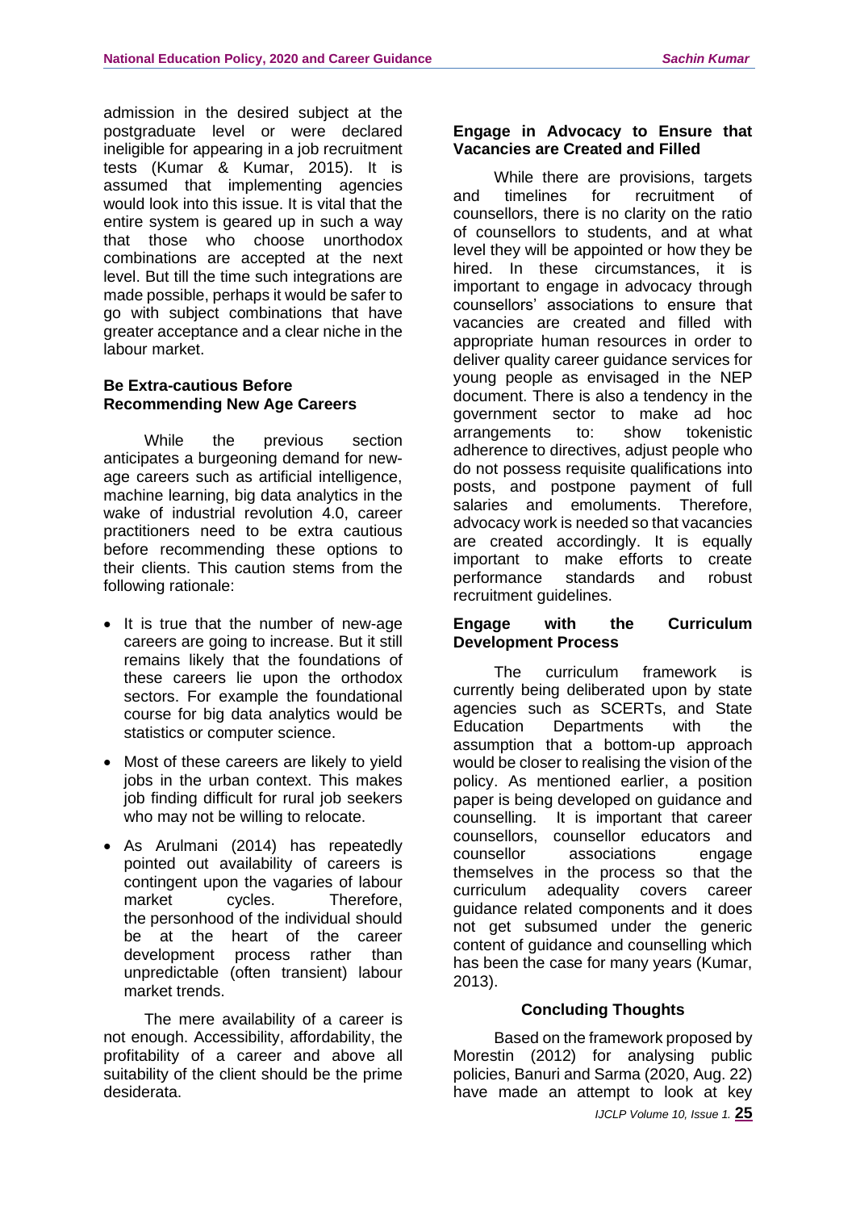admission in the desired subject at the postgraduate level or were declared ineligible for appearing in a job recruitment tests (Kumar & Kumar, 2015). It is assumed that implementing agencies would look into this issue. It is vital that the entire system is geared up in such a way that those who choose unorthodox combinations are accepted at the next level. But till the time such integrations are made possible, perhaps it would be safer to go with subject combinations that have greater acceptance and a clear niche in the labour market.

### Be Extra-cautious Before Recommending New Age Careers

While the previous section anticipates a burgeoning demand for new-age careers such as artificial intelligence, machine learning, big data analytics in the wake of industrial revolution 4.0, career practitioners need to be extra cautious before recommending these options to their clients. This caution stems from the following rationale:

- It is true that the number of new-age careers are going to increase. But it still remains likely that the foundations of these careers lie upon the orthodox sectors. For example the foundational course for big data analytics would be statistics or computer science.
- Most of these careers are likely to yield jobs in the urban context. This makes job finding difficult for rural job seekers who may not be willing to relocate.
- As Arulmani (2014) has repeatedly pointed out availability of careers is contingent upon the vagaries of labour market cycles. Therefore, the personhood of the individual should be at the heart of the career development process rather than unpredictable (often transient) labour market trends.

The mere availability of a career is not enough. Accessibility, affordability, the profitability of a career and above all suitability of the client should be the prime desiderata.

### Engage in Advocacy to Ensure that Vacancies are Created and Filled

While there are provisions, targets and timelines for recruitment of counsellors, there is no clarity on the ratio of counsellors to students, and at what level they will be appointed or how they be hired. In these circumstances, it is important to engage in advocacy through counsellors' associations to ensure that vacancies are created and filled with appropriate human resources in order to deliver quality career guidance services for young people as envisaged in the NEP document. There is also a tendency in the government sector to make ad hoc arrangements to: show tokenistic adherence to directives, adjust people who do not possess requisite qualifications into posts, and postpone payment of full salaries and emoluments. Therefore, advocacy work is needed so that vacancies are created accordingly. It is equally important to make efforts to create performance standards and robust recruitment guidelines.

### Engage with the Curriculum Development Process

The curriculum framework is currently being deliberated upon by state agencies such as SCERTs, and State Education Departments with the assumption that a bottom-up approach would be closer to realising the vision of the policy. As mentioned earlier, a position paper is being developed on guidance and counselling. It is important that career counsellors, counsellor educators and counsellor associations engage themselves in the process so that the curriculum adequality covers career guidance related components and it does not get subsumed under the generic content of guidance and counselling which has been the case for many years (Kumar, 2013).

## Concluding Thoughts

Based on the framework proposed by Morestin (2012) for analysing public policies, Banuri and Sarma (2020, Aug. 22) have made an attempt to look at key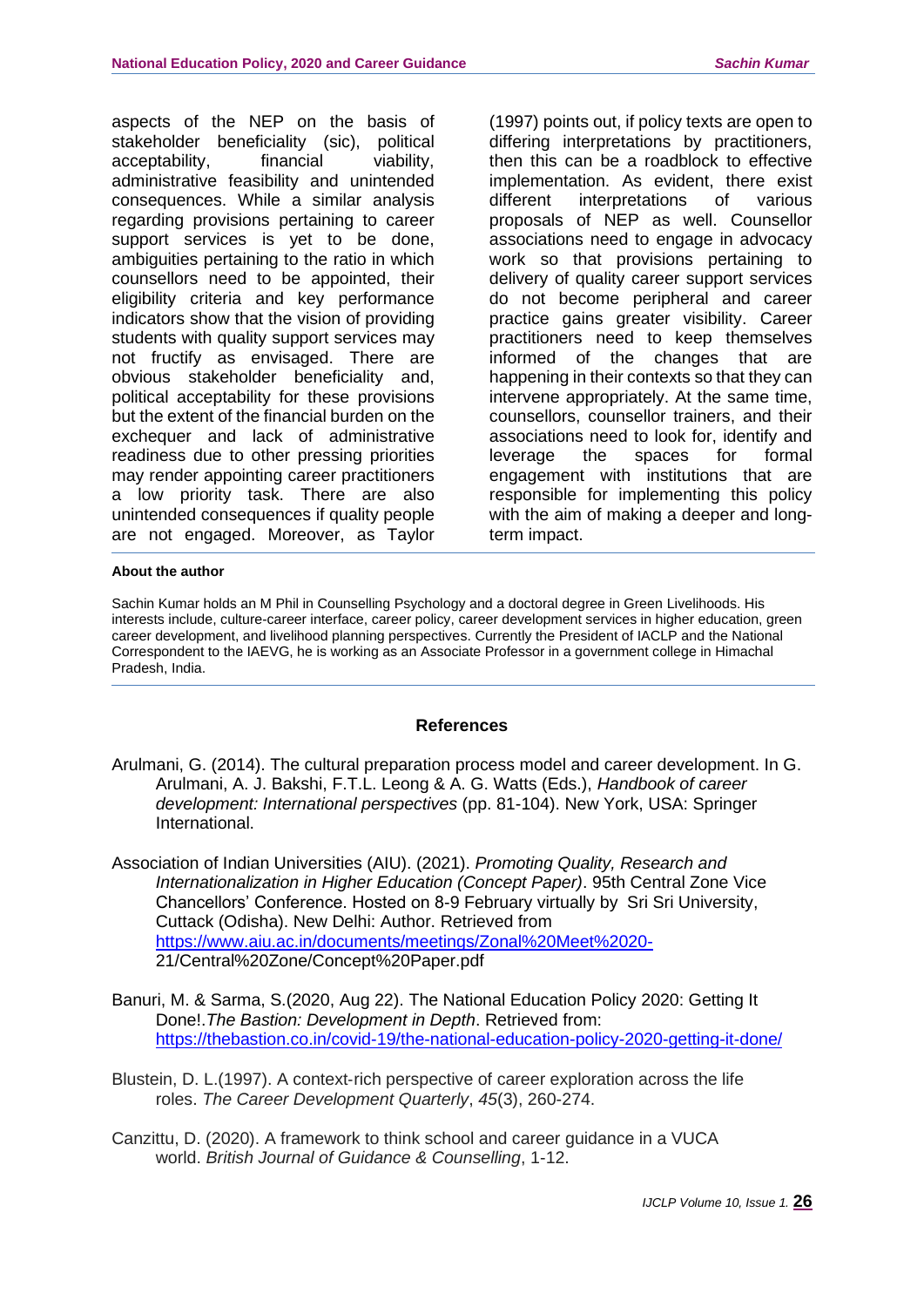aspects of the NEP on the basis of stakeholder beneficiality (sic), political acceptability, financial viability, administrative feasibility and unintended consequences. While a similar analysis regarding provisions pertaining to career support services is yet to be done, ambiguities pertaining to the ratio in which counsellors need to be appointed, their eligibility criteria and key performance indicators show that the vision of providing students with quality support services may not fructify as envisaged. There are obvious stakeholder beneficiality and, political acceptability for these provisions but the extent of the financial burden on the exchequer and lack of administrative readiness due to other pressing priorities may render appointing career practitioners a low priority task. There are also unintended consequences if quality people are not engaged. Moreover, as Taylor (1997) points out, if policy texts are open to differing interpretations by practitioners, then this can be a roadblock to effective implementation. As evident, there exist different interpretations of various proposals of NEP as well. Counsellor associations need to engage in advocacy work so that provisions pertaining to delivery of quality career support services do not become peripheral and career practice gains greater visibility. Career practitioners need to keep themselves informed of the changes that are happening in their contexts so that they can intervene appropriately. At the same time, counsellors, counsellor trainers, and their associations need to look for, identify and leverage the spaces for formal engagement with institutions that are responsible for implementing this policy with the aim of making a deeper and long-term impact.

**About the author**

Sachin Kumar holds an M Phil in Counselling Psychology and a doctoral degree in Green Livelihoods. His interests include, culture-career interface, career policy, career development services in higher education, green career development, and livelihood planning perspectives. Currently the President of IACLP and the National Correspondent to the IAEVG, he is working as an Associate Professor in a government college in Himachal Pradesh, India.

## References

Arulmani, G. (2014). The cultural preparation process model and career development. In G. Arulmani, A. J. Bakshi, F.T.L. Leong & A. G. Watts (Eds.), *Handbook of career development: International perspectives* (pp. 81-104). New York, USA: Springer International.

Association of Indian Universities (AIU). (2021). *Promoting Quality, Research and Internationalization in Higher Education (Concept Paper)*. 95th Central Zone Vice Chancellors' Conference. Hosted on 8-9 February virtually by Sri Sri University, Cuttack (Odisha). New Delhi: Author. Retrieved from https://www.aiu.ac.in/documents/meetings/Zonal%20Meet%2020-21/Central%20Zone/Concept%20Paper.pdf

Banuri, M. & Sarma, S.(2020, Aug 22). The National Education Policy 2020: Getting It Done!.*The Bastion: Development in Depth*. Retrieved from: https://thebastion.co.in/covid-19/the-national-education-policy-2020-getting-it-done/

Blustein, D. L.(1997). A context-rich perspective of career exploration across the life roles. *The Career Development Quarterly*, *45*(3), 260-274.

Canzittu, D. (2020). A framework to think school and career guidance in a VUCA world. *British Journal of Guidance & Counselling*, 1-12.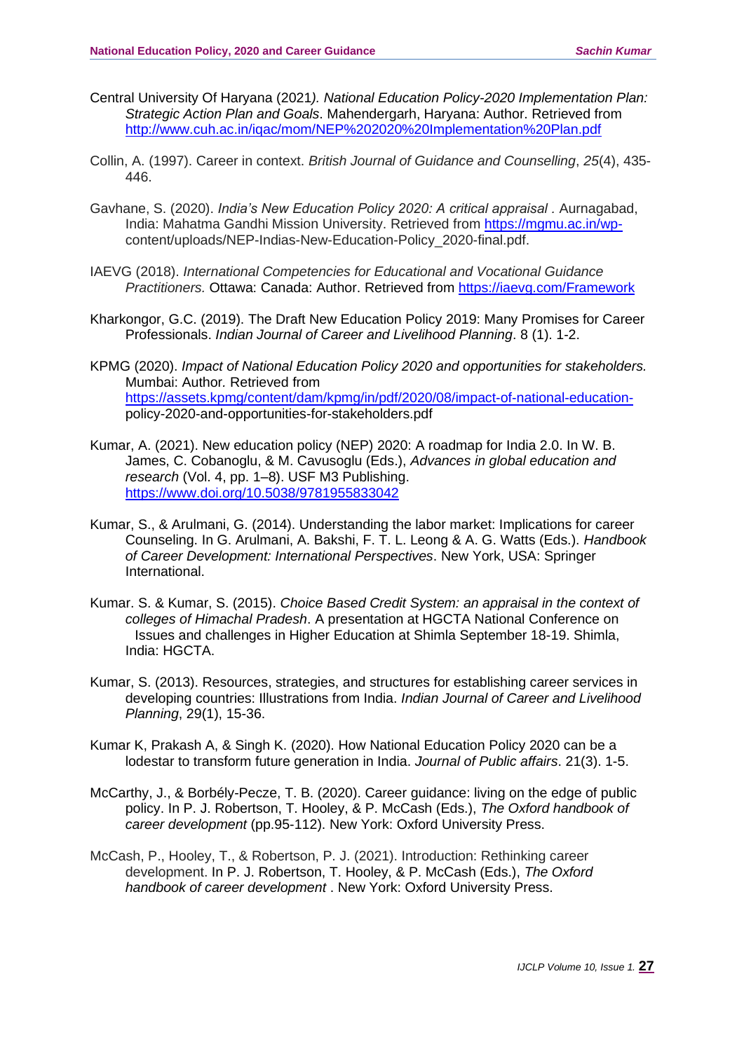Central University Of Haryana (2021*). National Education Policy-2020 Implementation Plan: Strategic Action Plan and Goals*. Mahendergarh, Haryana: Author. Retrieved from http://www.cuh.ac.in/iqac/mom/NEP%202020%20Implementation%20Plan.pdf

Collin, A. (1997). Career in context. *British Journal of Guidance and Counselling*, *25*(4), 435-446.

Gavhane, S. (2020). *India's New Education Policy 2020: A critical appraisal* . Aurnagabad, India: Mahatma Gandhi Mission University. Retrieved from https://mgmu.ac.in/wp-content/uploads/NEP-Indias-New-Education-Policy_2020-final.pdf.

IAEVG (2018). *International Competencies for Educational and Vocational Guidance Practitioners.* Ottawa: Canada: Author. Retrieved from https://iaevg.com/Framework

Kharkongor, G.C. (2019). The Draft New Education Policy 2019: Many Promises for Career Professionals. *Indian Journal of Career and Livelihood Planning*. 8 (1). 1-2.

KPMG (2020). *Impact of National Education Policy 2020 and opportunities for stakeholders.* Mumbai: Author. Retrieved from https://assets.kpmg/content/dam/kpmg/in/pdf/2020/08/impact-of-national-education-policy-2020-and-opportunities-for-stakeholders.pdf

Kumar, A. (2021). New education policy (NEP) 2020: A roadmap for India 2.0. In W. B. James, C. Cobanoglu, & M. Cavusoglu (Eds.), *Advances in global education and research* (Vol. 4, pp. 1–8). USF M3 Publishing. https://www.doi.org/10.5038/9781955833042

Kumar, S., & Arulmani, G. (2014). Understanding the labor market: Implications for career Counseling. In G. Arulmani, A. Bakshi, F. T. L. Leong & A. G. Watts (Eds.). *Handbook of Career Development: International Perspectives*. New York, USA: Springer International.

Kumar. S. & Kumar, S. (2015). *Choice Based Credit System: an appraisal in the context of colleges of Himachal Pradesh*. A presentation at HGCTA National Conference on Issues and challenges in Higher Education at Shimla September 18-19. Shimla, India: HGCTA.

Kumar, S. (2013). Resources, strategies, and structures for establishing career services in developing countries: Illustrations from India. *Indian Journal of Career and Livelihood Planning*, 29(1), 15-36.

Kumar K, Prakash A, & Singh K. (2020). How National Education Policy 2020 can be a lodestar to transform future generation in India. *Journal of Public affairs*. 21(3). 1-5.

McCarthy, J., & Borbély-Pecze, T. B. (2020). Career guidance: living on the edge of public policy. In P. J. Robertson, T. Hooley, & P. McCash (Eds.), *The Oxford handbook of career development* (pp.95-112). New York: Oxford University Press.

McCash, P., Hooley, T., & Robertson, P. J. (2021). Introduction: Rethinking career development. In P. J. Robertson, T. Hooley, & P. McCash (Eds.), *The Oxford handbook of career development* . New York: Oxford University Press.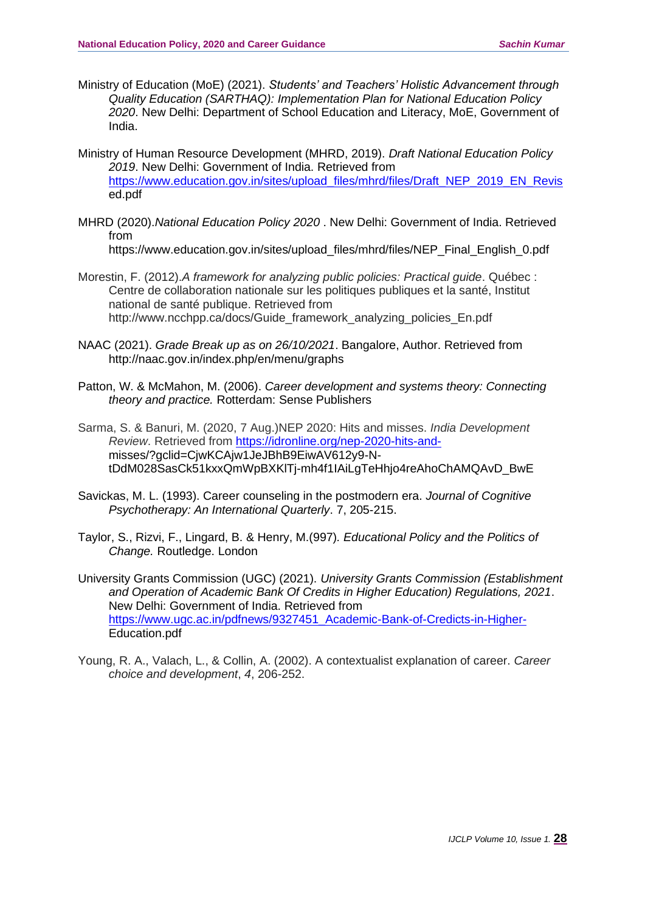Ministry of Education (MoE) (2021). *Students' and Teachers' Holistic Advancement through Quality Education (SARTHAQ): Implementation Plan for National Education Policy 2020*. New Delhi: Department of School Education and Literacy, MoE, Government of India.

Ministry of Human Resource Development (MHRD, 2019). *Draft National Education Policy 2019*. New Delhi: Government of India. Retrieved from https://www.education.gov.in/sites/upload_files/mhrd/files/Draft_NEP_2019_EN_Revised.pdf

MHRD (2020).*National Education Policy 2020* . New Delhi: Government of India. Retrieved from https://www.education.gov.in/sites/upload_files/mhrd/files/NEP_Final_English_0.pdf

Morestin, F. (2012).*A framework for analyzing public policies: Practical guide*. Québec : Centre de collaboration nationale sur les politiques publiques et la santé, Institut national de santé publique. Retrieved from http://www.ncchpp.ca/docs/Guide_framework_analyzing_policies_En.pdf

NAAC (2021). *Grade Break up as on 26/10/2021*. Bangalore, Author. Retrieved from http://naac.gov.in/index.php/en/menu/graphs

Patton, W. & McMahon, M. (2006). *Career development and systems theory: Connecting theory and practice.* Rotterdam: Sense Publishers

Sarma, S. & Banuri, M. (2020, 7 Aug.)NEP 2020: Hits and misses. *India Development Review*. Retrieved from https://idronline.org/nep-2020-hits-and-misses/?gclid=CjwKCAjw1JeJBhB9EiwAV612y9-N-tDdM028SasCk51kxxQmWpBXKlTj-mh4f1IAiLgTeHhjo4reAhoChAMQAvD_BwE

Savickas, M. L. (1993). Career counseling in the postmodern era. *Journal of Cognitive Psychotherapy: An International Quarterly*. 7, 205-215.

Taylor, S., Rizvi, F., Lingard, B. & Henry, M.(997). *Educational Policy and the Politics of Change.* Routledge. London

University Grants Commission (UGC) (2021). *University Grants Commission (Establishment and Operation of Academic Bank Of Credits in Higher Education) Regulations, 2021*. New Delhi: Government of India. Retrieved from https://www.ugc.ac.in/pdfnews/9327451_Academic-Bank-of-Credicts-in-Higher-Education.pdf

Young, R. A., Valach, L., & Collin, A. (2002). A contextualist explanation of career. *Career choice and development*, *4*, 206-252.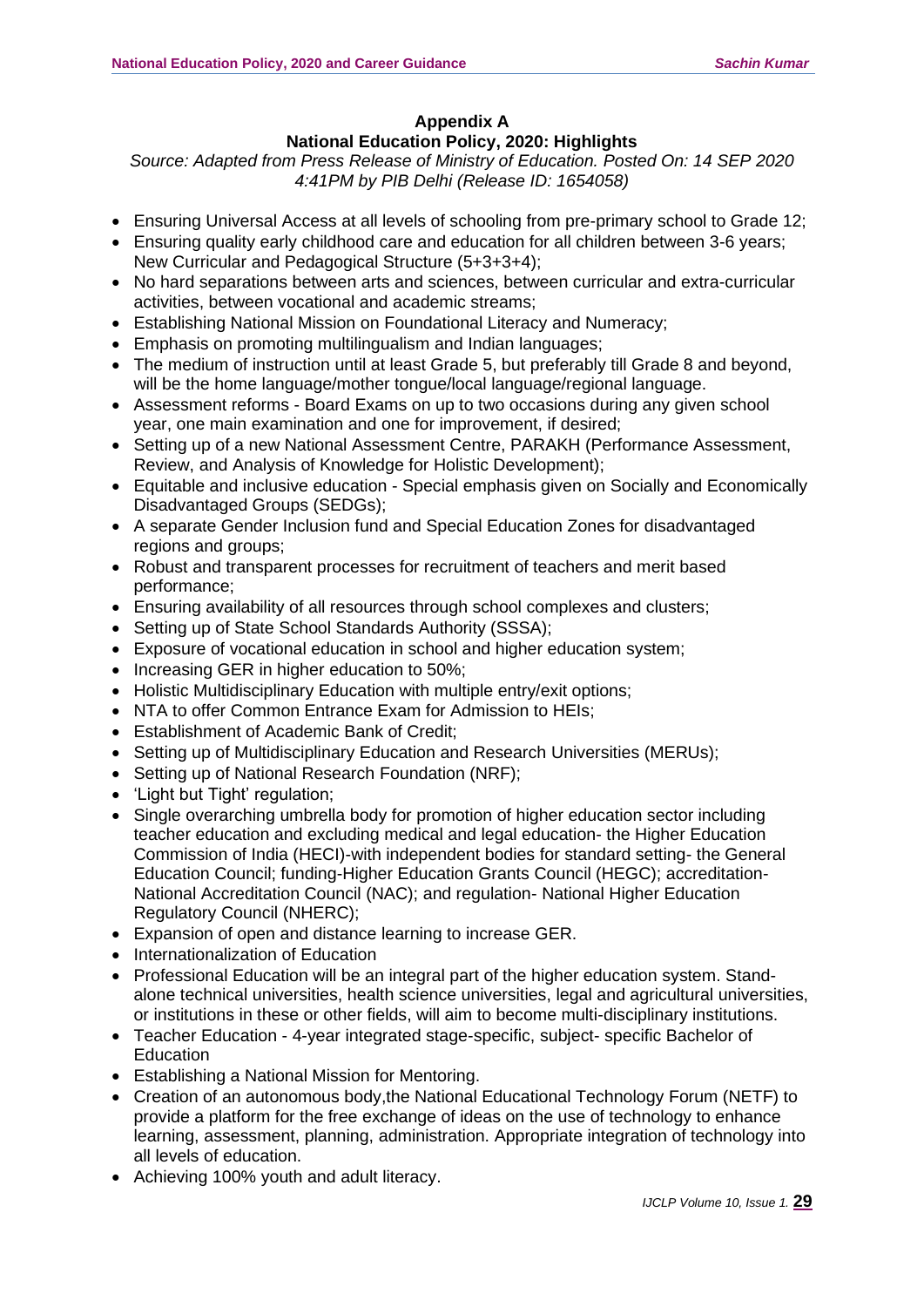## Appendix A
## National Education Policy, 2020: Highlights

*Source: Adapted from Press Release of Ministry of Education. Posted On: 14 SEP 2020 4:41PM by PIB Delhi (Release ID: 1654058)*

- Ensuring Universal Access at all levels of schooling from pre-primary school to Grade 12;
- Ensuring quality early childhood care and education for all children between 3-6 years; New Curricular and Pedagogical Structure (5+3+3+4);
- No hard separations between arts and sciences, between curricular and extra-curricular activities, between vocational and academic streams;
- Establishing National Mission on Foundational Literacy and Numeracy;
- Emphasis on promoting multilingualism and Indian languages;
- The medium of instruction until at least Grade 5, but preferably till Grade 8 and beyond, will be the home language/mother tongue/local language/regional language.
- Assessment reforms - Board Exams on up to two occasions during any given school year, one main examination and one for improvement, if desired;
- Setting up of a new National Assessment Centre, PARAKH (Performance Assessment, Review, and Analysis of Knowledge for Holistic Development);
- Equitable and inclusive education - Special emphasis given on Socially and Economically Disadvantaged Groups (SEDGs);
- A separate Gender Inclusion fund and Special Education Zones for disadvantaged regions and groups;
- Robust and transparent processes for recruitment of teachers and merit based performance;
- Ensuring availability of all resources through school complexes and clusters;
- Setting up of State School Standards Authority (SSSA);
- Exposure of vocational education in school and higher education system;
- Increasing GER in higher education to 50%;
- Holistic Multidisciplinary Education with multiple entry/exit options;
- NTA to offer Common Entrance Exam for Admission to HEIs;
- Establishment of Academic Bank of Credit;
- Setting up of Multidisciplinary Education and Research Universities (MERUs);
- Setting up of National Research Foundation (NRF);
- 'Light but Tight' regulation;
- Single overarching umbrella body for promotion of higher education sector including teacher education and excluding medical and legal education- the Higher Education Commission of India (HECI)-with independent bodies for standard setting- the General Education Council; funding-Higher Education Grants Council (HEGC); accreditation- National Accreditation Council (NAC); and regulation- National Higher Education Regulatory Council (NHERC);
- Expansion of open and distance learning to increase GER.
- Internationalization of Education
- Professional Education will be an integral part of the higher education system. Stand-alone technical universities, health science universities, legal and agricultural universities, or institutions in these or other fields, will aim to become multi-disciplinary institutions.
- Teacher Education - 4-year integrated stage-specific, subject- specific Bachelor of Education
- Establishing a National Mission for Mentoring.
- Creation of an autonomous body,the National Educational Technology Forum (NETF) to provide a platform for the free exchange of ideas on the use of technology to enhance learning, assessment, planning, administration. Appropriate integration of technology into all levels of education.
- Achieving 100% youth and adult literacy.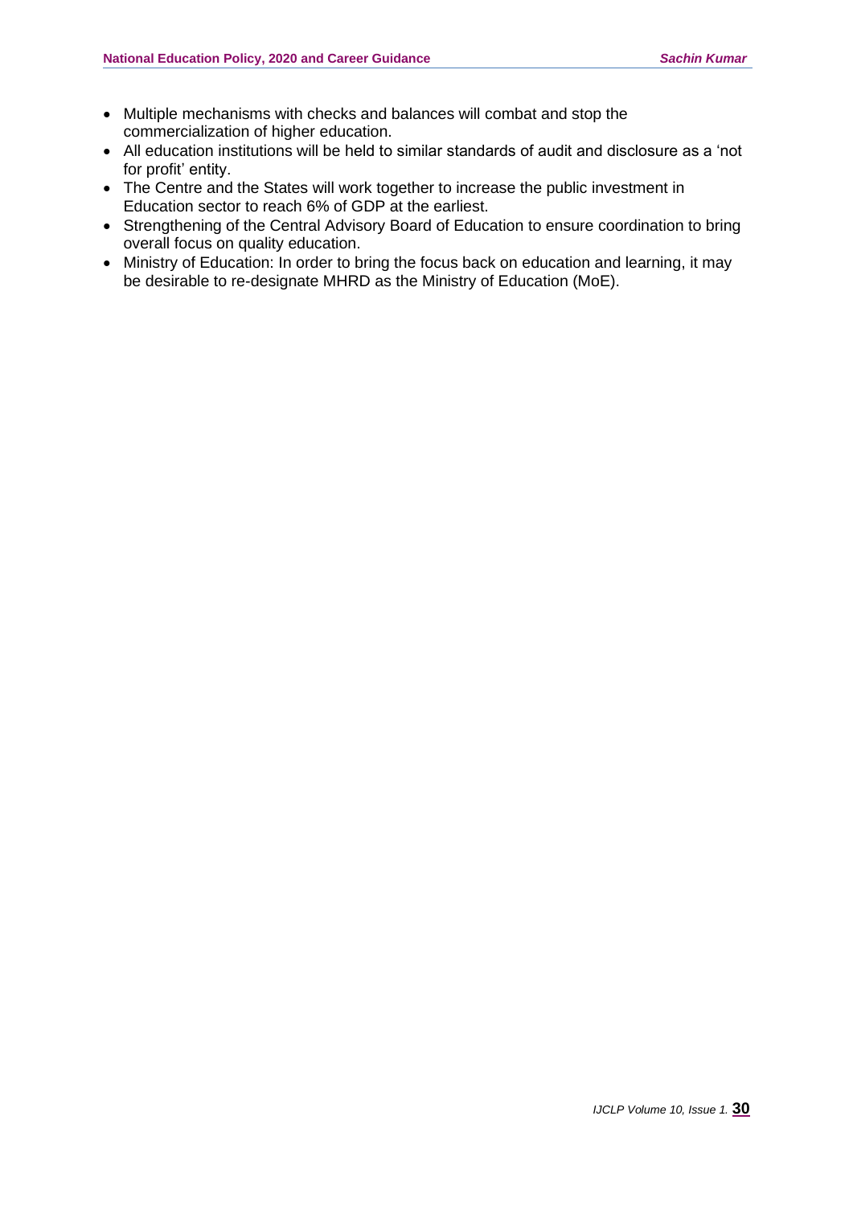- Multiple mechanisms with checks and balances will combat and stop the commercialization of higher education.
- All education institutions will be held to similar standards of audit and disclosure as a 'not for profit' entity.
- The Centre and the States will work together to increase the public investment in Education sector to reach 6% of GDP at the earliest.
- Strengthening of the Central Advisory Board of Education to ensure coordination to bring overall focus on quality education.
- Ministry of Education: In order to bring the focus back on education and learning, it may be desirable to re-designate MHRD as the Ministry of Education (MoE).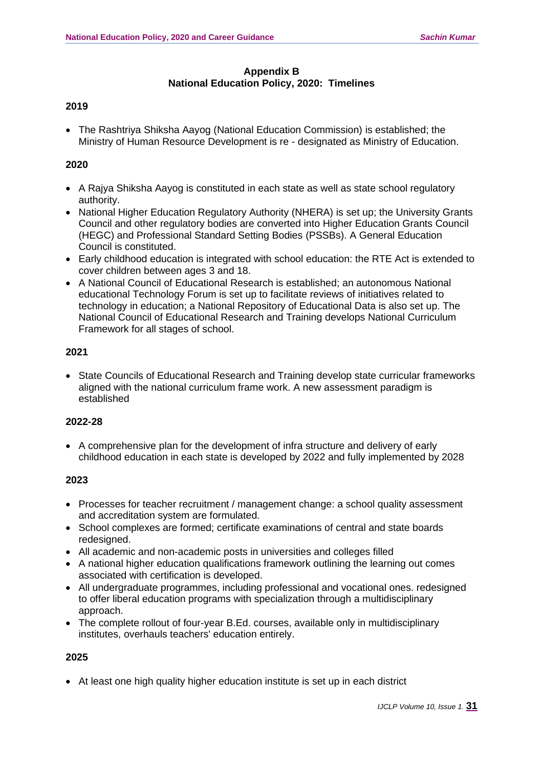## Appendix B
## National Education Policy, 2020: Timelines

### 2019

- The Rashtriya Shiksha Aayog (National Education Commission) is established; the Ministry of Human Resource Development is re - designated as Ministry of Education.

### 2020

- A Rajya Shiksha Aayog is constituted in each state as well as state school regulatory authority.
- National Higher Education Regulatory Authority (NHERA) is set up; the University Grants Council and other regulatory bodies are converted into Higher Education Grants Council (HEGC) and Professional Standard Setting Bodies (PSSBs). A General Education Council is constituted.
- Early childhood education is integrated with school education: the RTE Act is extended to cover children between ages 3 and 18.
- A National Council of Educational Research is established; an autonomous National educational Technology Forum is set up to facilitate reviews of initiatives related to technology in education; a National Repository of Educational Data is also set up. The National Council of Educational Research and Training develops National Curriculum Framework for all stages of school.

### 2021

- State Councils of Educational Research and Training develop state curricular frameworks aligned with the national curriculum frame work. A new assessment paradigm is established

### 2022-28

- A comprehensive plan for the development of infra structure and delivery of early childhood education in each state is developed by 2022 and fully implemented by 2028

### 2023

- Processes for teacher recruitment / management change: a school quality assessment and accreditation system are formulated.
- School complexes are formed; certificate examinations of central and state boards redesigned.
- All academic and non-academic posts in universities and colleges filled
- A national higher education qualifications framework outlining the learning out comes associated with certification is developed.
- All undergraduate programmes, including professional and vocational ones. redesigned to offer liberal education programs with specialization through a multidisciplinary approach.
- The complete rollout of four-year B.Ed. courses, available only in multidisciplinary institutes, overhauls teachers' education entirely.

### 2025

- At least one high quality higher education institute is set up in each district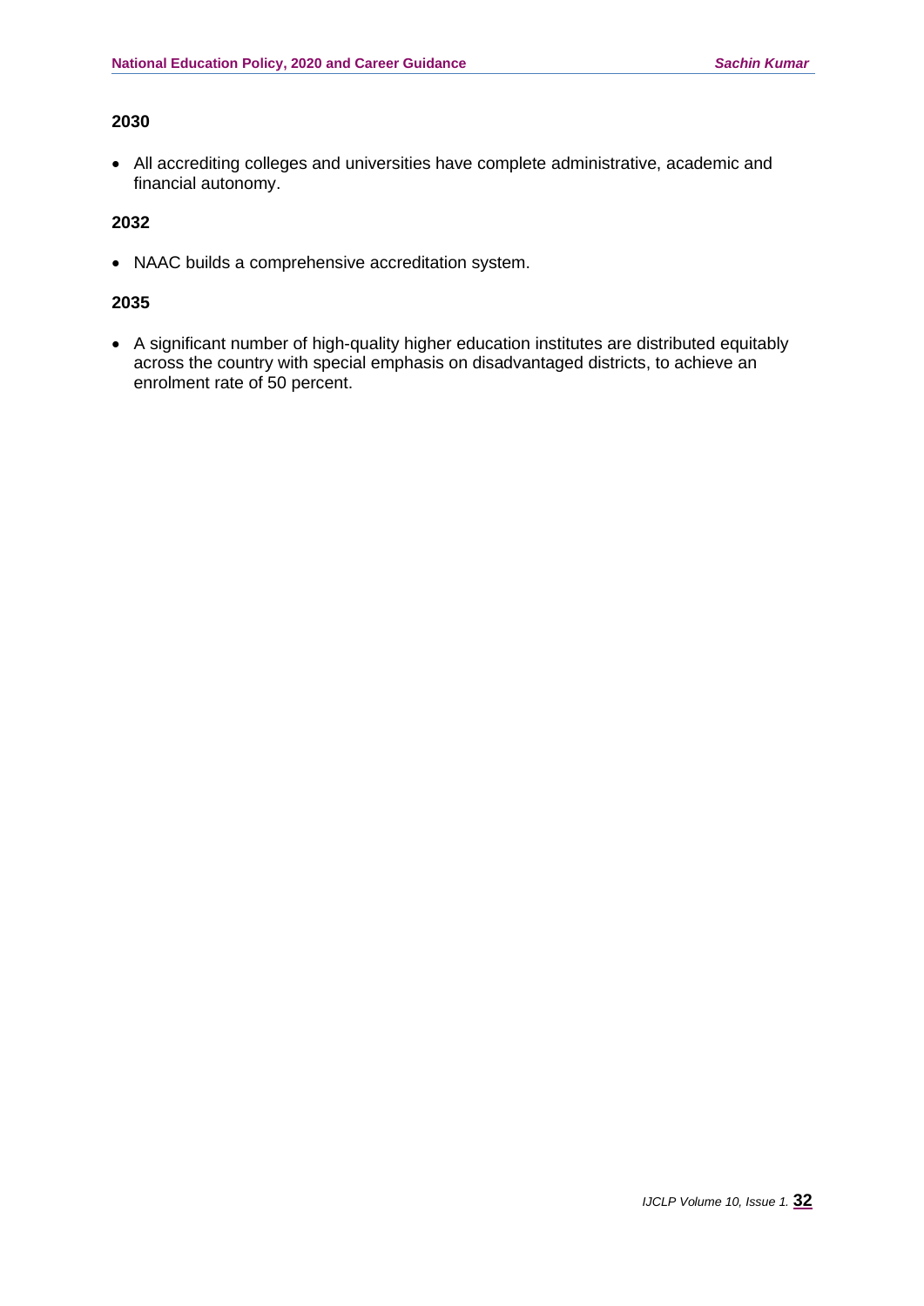**2030**

- All accrediting colleges and universities have complete administrative, academic and financial autonomy.

**2032**

- NAAC builds a comprehensive accreditation system.

**2035**

- A significant number of high-quality higher education institutes are distributed equitably across the country with special emphasis on disadvantaged districts, to achieve an enrolment rate of 50 percent.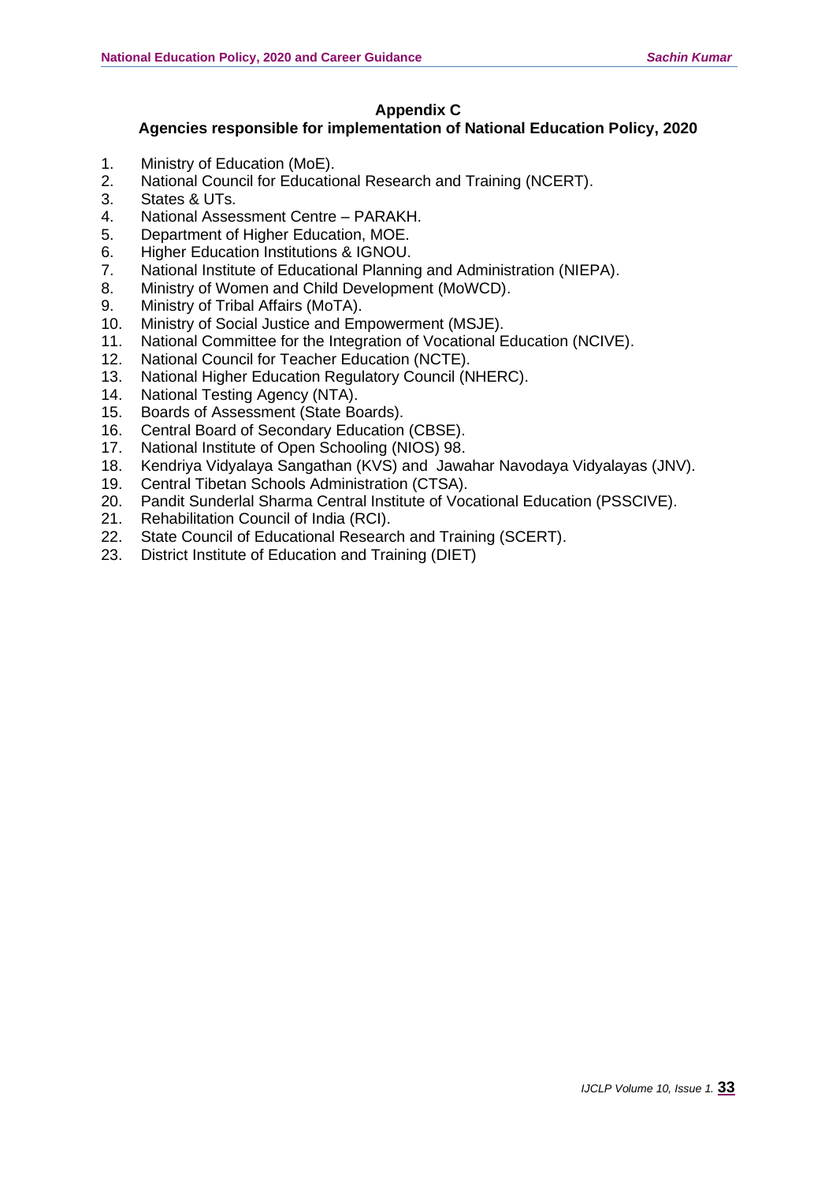## Appendix C

### Agencies responsible for implementation of National Education Policy, 2020

1. Ministry of Education (MoE).
2. National Council for Educational Research and Training (NCERT).
3. States & UTs.
4. National Assessment Centre – PARAKH.
5. Department of Higher Education, MOE.
6. Higher Education Institutions & IGNOU.
7. National Institute of Educational Planning and Administration (NIEPA).
8. Ministry of Women and Child Development (MoWCD).
9. Ministry of Tribal Affairs (MoTA).
10. Ministry of Social Justice and Empowerment (MSJE).
11. National Committee for the Integration of Vocational Education (NCIVE).
12. National Council for Teacher Education (NCTE).
13. National Higher Education Regulatory Council (NHERC).
14. National Testing Agency (NTA).
15. Boards of Assessment (State Boards).
16. Central Board of Secondary Education (CBSE).
17. National Institute of Open Schooling (NIOS) 98.
18. Kendriya Vidyalaya Sangathan (KVS) and Jawahar Navodaya Vidyalayas (JNV).
19. Central Tibetan Schools Administration (CTSA).
20. Pandit Sunderlal Sharma Central Institute of Vocational Education (PSSCIVE).
21. Rehabilitation Council of India (RCI).
22. State Council of Educational Research and Training (SCERT).
23. District Institute of Education and Training (DIET)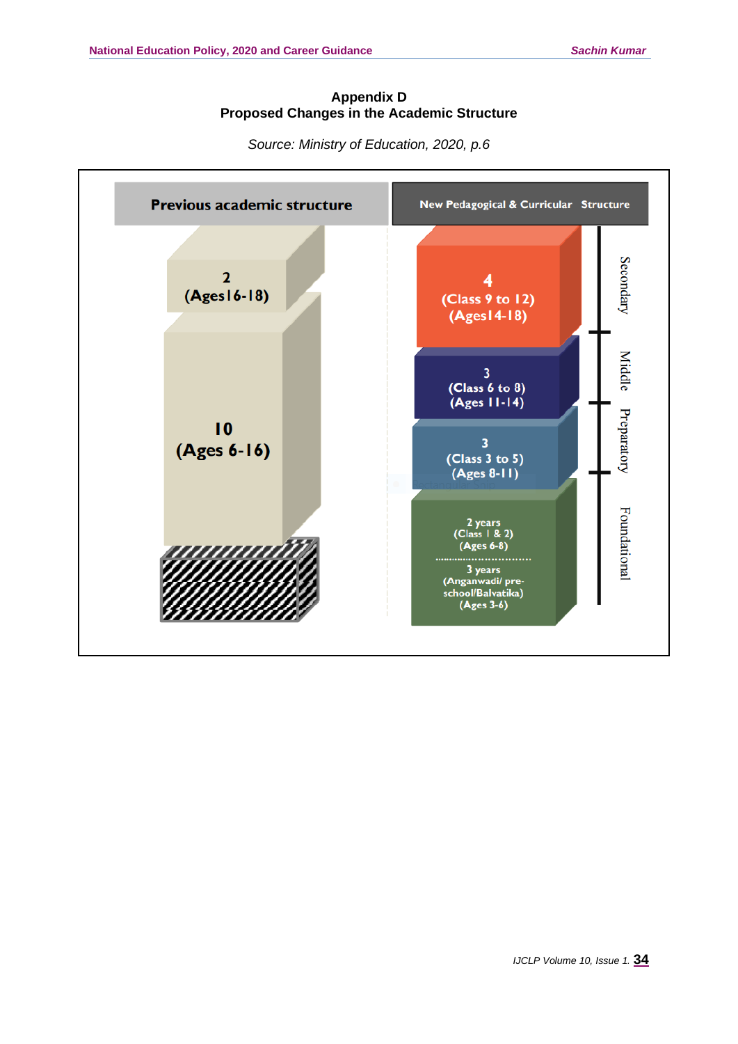## Appendix D

## Proposed Changes in the Academic Structure

*Source: Ministry of Education, 2020, p.6*

Previous academic structure

2
(Ages16-18)

10
(Ages 6-16)

New Pedagogical & Curricular Structure

4
(Class 9 to 12)
(Ages14-18)

3
(Class 6 to 8)
(Ages 11-14)

3
(Class 3 to 5)
(Ages 8-11)

2 years
(Class 1 & 2)
(Ages 6-8)

3 years
(Anganwadi/ pre-school/Balvatika)
(Ages 3-6)

Secondary

Middle

Preparatory

Foundational